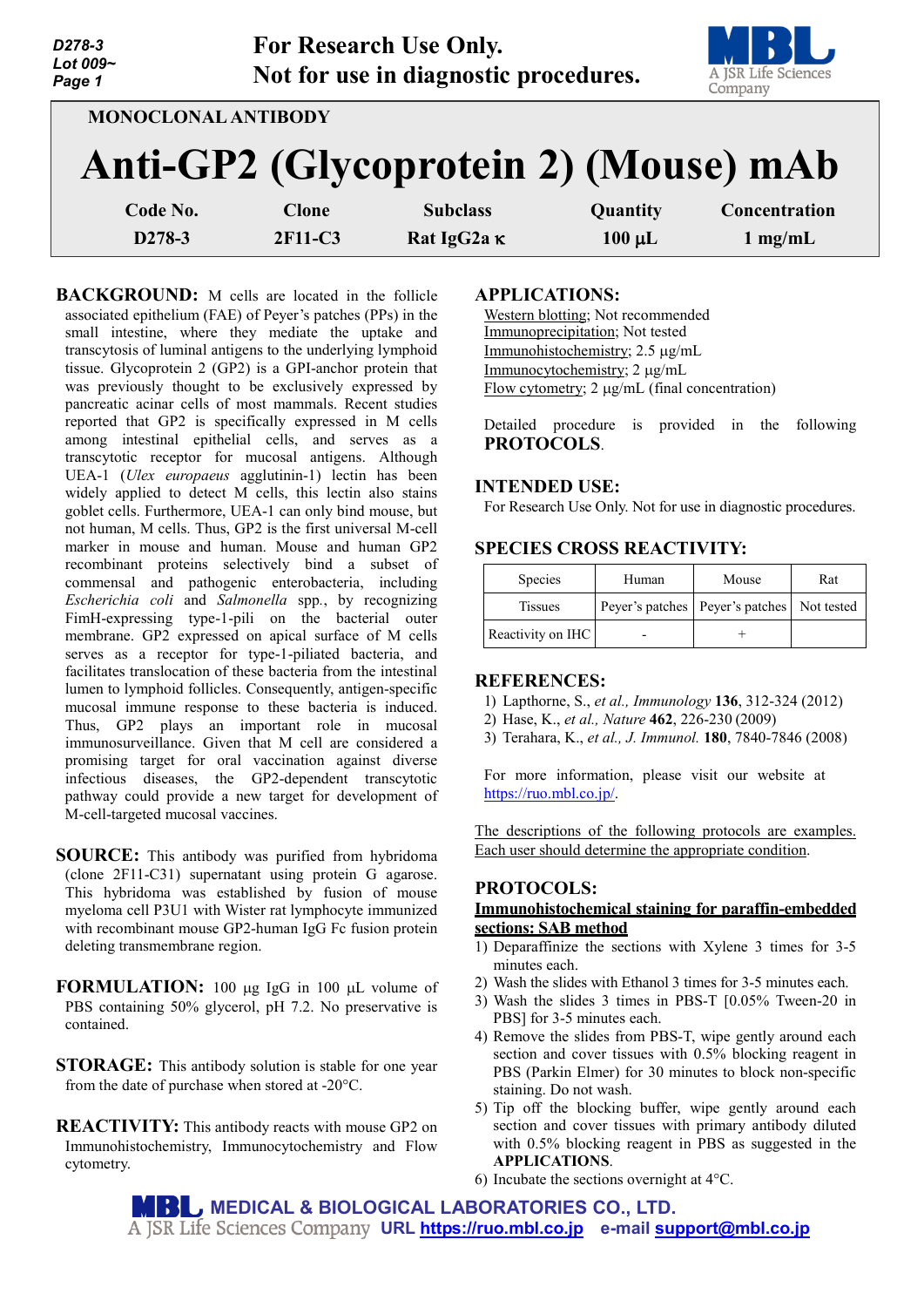For Research Use Only.
Not for use in diagnostic procedures.

MONOCLONAL ANTIBODY

# Anti-GP2 (Glycoprotein 2) (Mouse) mAb

| Code No. | Clone | Subclass | Quantity | Concentration |
|---|---|---|---|---|
| D278-3 | 2F11-C3 | Rat IgG2a κ | 100 µL | 1 mg/mL |

**BACKGROUND:** M cells are located in the follicle associated epithelium (FAE) of Peyer's patches (PPs) in the small intestine, where they mediate the uptake and transcytosis of luminal antigens to the underlying lymphoid tissue. Glycoprotein 2 (GP2) is a GPI-anchor protein that was previously thought to be exclusively expressed by pancreatic acinar cells of most mammals. Recent studies reported that GP2 is specifically expressed in M cells among intestinal epithelial cells, and serves as a transcytotic receptor for mucosal antigens. Although UEA-1 (*Ulex europaeus* agglutinin-1) lectin has been widely applied to detect M cells, this lectin also stains goblet cells. Furthermore, UEA-1 can only bind mouse, but not human, M cells. Thus, GP2 is the first universal M-cell marker in mouse and human. Mouse and human GP2 recombinant proteins selectively bind a subset of commensal and pathogenic enterobacteria, including *Escherichia coli* and *Salmonella* spp., by recognizing FimH-expressing type-1-pili on the bacterial outer membrane. GP2 expressed on apical surface of M cells serves as a receptor for type-1-piliated bacteria, and facilitates translocation of these bacteria from the intestinal lumen to lymphoid follicles. Consequently, antigen-specific mucosal immune response to these bacteria is induced. Thus, GP2 plays an important role in mucosal immunosurveillance. Given that M cell are considered a promising target for oral vaccination against diverse infectious diseases, the GP2-dependent transcytotic pathway could provide a new target for development of M-cell-targeted mucosal vaccines.

**SOURCE:** This antibody was purified from hybridoma (clone 2F11-C31) supernatant using protein G agarose. This hybridoma was established by fusion of mouse myeloma cell P3U1 with Wister rat lymphocyte immunized with recombinant mouse GP2-human IgG Fc fusion protein deleting transmembrane region.

**FORMULATION:** 100 µg IgG in 100 µL volume of PBS containing 50% glycerol, pH 7.2. No preservative is contained.

**STORAGE:** This antibody solution is stable for one year from the date of purchase when stored at -20°C.

**REACTIVITY:** This antibody reacts with mouse GP2 on Immunohistochemistry, Immunocytochemistry and Flow cytometry.

**APPLICATIONS:**

Western blotting; Not recommended
Immunoprecipitation; Not tested
Immunohistochemistry; 2.5 µg/mL
Immunocytochemistry; 2 µg/mL
Flow cytometry; 2 µg/mL (final concentration)

Detailed procedure is provided in the following **PROTOCOLS**.

**INTENDED USE:**

For Research Use Only. Not for use in diagnostic procedures.

**SPECIES CROSS REACTIVITY:**

| Species | Human | Mouse | Rat |
|---|---|---|---|
| Tissues | Peyer's patches | Peyer's patches | Not tested |
| Reactivity on IHC | - | + | |

**REFERENCES:**

1) Lapthorne, S., *et al., Immunology* **136**, 312-324 (2012)
2) Hase, K., *et al., Nature* **462**, 226-230 (2009)
3) Terahara, K., *et al., J. Immunol.* **180**, 7840-7846 (2008)

For more information, please visit our website at https://ruo.mbl.co.jp/.

The descriptions of the following protocols are examples. Each user should determine the appropriate condition.

**PROTOCOLS:**

**Immunohistochemical staining for paraffin-embedded sections: SAB method**

1) Deparaffinize the sections with Xylene 3 times for 3-5 minutes each.
2) Wash the slides with Ethanol 3 times for 3-5 minutes each.
3) Wash the slides 3 times in PBS-T [0.05% Tween-20 in PBS] for 3-5 minutes each.
4) Remove the slides from PBS-T, wipe gently around each section and cover tissues with 0.5% blocking reagent in PBS (Parkin Elmer) for 30 minutes to block non-specific staining. Do not wash.
5) Tip off the blocking buffer, wipe gently around each section and cover tissues with primary antibody diluted with 0.5% blocking reagent in PBS as suggested in the **APPLICATIONS**.
6) Incubate the sections overnight at 4°C.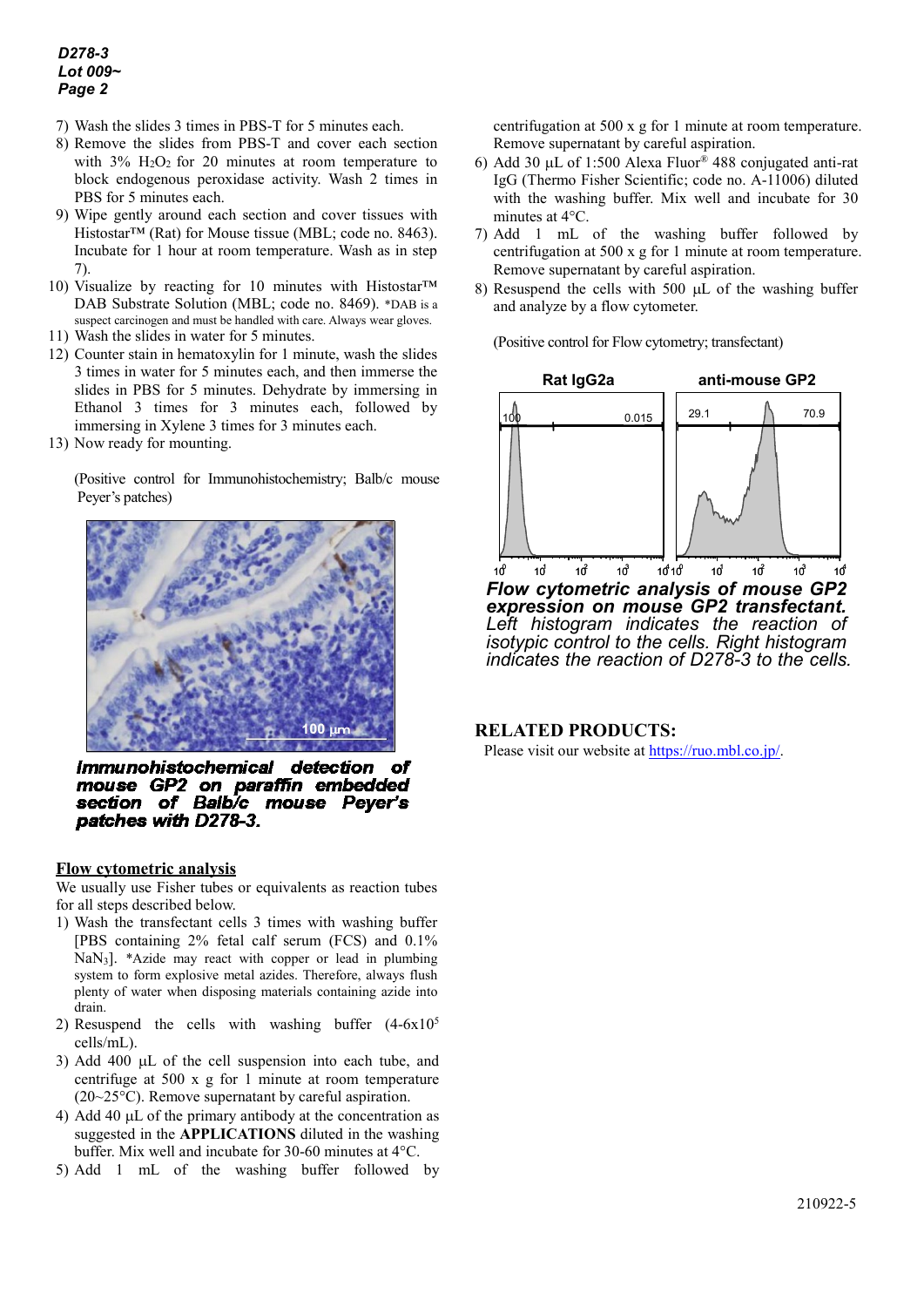7) Wash the slides 3 times in PBS-T for 5 minutes each.
8) Remove the slides from PBS-T and cover each section with 3% $H_2O_2$ for 20 minutes at room temperature to block endogenous peroxidase activity. Wash 2 times in PBS for 5 minutes each.
9) Wipe gently around each section and cover tissues with Histostar™ (Rat) for Mouse tissue (MBL; code no. 8463). Incubate for 1 hour at room temperature. Wash as in step 7).
10) Visualize by reacting for 10 minutes with Histostar™ DAB Substrate Solution (MBL; code no. 8469). *DAB is a suspect carcinogen and must be handled with care. Always wear gloves.
11) Wash the slides in water for 5 minutes.
12) Counter stain in hematoxylin for 1 minute, wash the slides 3 times in water for 5 minutes each, and then immerse the slides in PBS for 5 minutes. Dehydrate by immersing in Ethanol 3 times for 3 minutes each, followed by immersing in Xylene 3 times for 3 minutes each.
13) Now ready for mounting.

(Positive control for Immunohistochemistry; Balb/c mouse Peyer's patches)

100 µm

***Immunohistochemical detection of mouse GP2 on paraffin embedded section of Balb/c mouse Peyer's patches with D278-3.***

## Flow cytometric analysis

We usually use Fisher tubes or equivalents as reaction tubes for all steps described below.

1) Wash the transfectant cells 3 times with washing buffer [PBS containing 2% fetal calf serum (FCS) and 0.1% $NaN_3$]. *Azide may react with copper or lead in plumbing system to form explosive metal azides. Therefore, always flush plenty of water when disposing materials containing azide into drain.
2) Resuspend the cells with washing buffer (4-6x$10^5$ cells/mL).
3) Add 400 µL of the cell suspension into each tube, and centrifuge at 500 x g for 1 minute at room temperature (20~25°C). Remove supernatant by careful aspiration.
4) Add 40 µL of the primary antibody at the concentration as suggested in the **APPLICATIONS** diluted in the washing buffer. Mix well and incubate for 30-60 minutes at 4°C.
5) Add 1 mL of the washing buffer followed by centrifugation at 500 x g for 1 minute at room temperature. Remove supernatant by careful aspiration.
6) Add 30 µL of 1:500 Alexa Fluor® 488 conjugated anti-rat IgG (Thermo Fisher Scientific; code no. A-11006) diluted with the washing buffer. Mix well and incubate for 30 minutes at 4°C.
7) Add 1 mL of the washing buffer followed by centrifugation at 500 x g for 1 minute at room temperature. Remove supernatant by careful aspiration.
8) Resuspend the cells with 500 µL of the washing buffer and analyze by a flow cytometer.

(Positive control for Flow cytometry; transfectant)

Rat IgG2a
100
0.015

anti-mouse GP2
29.1
70.9

$10^0$ $10^1$ $10^2$ $10^3$ $10^4$ $10^0$ $10^1$ $10^2$ $10^3$ $10^4$

***Flow cytometric analysis of mouse GP2 expression on mouse GP2 transfectant.*** *Left histogram indicates the reaction of isotypic control to the cells. Right histogram indicates the reaction of D278-3 to the cells.*

## RELATED PRODUCTS:

Please visit our website at https://ruo.mbl.co.jp/.

210922-5